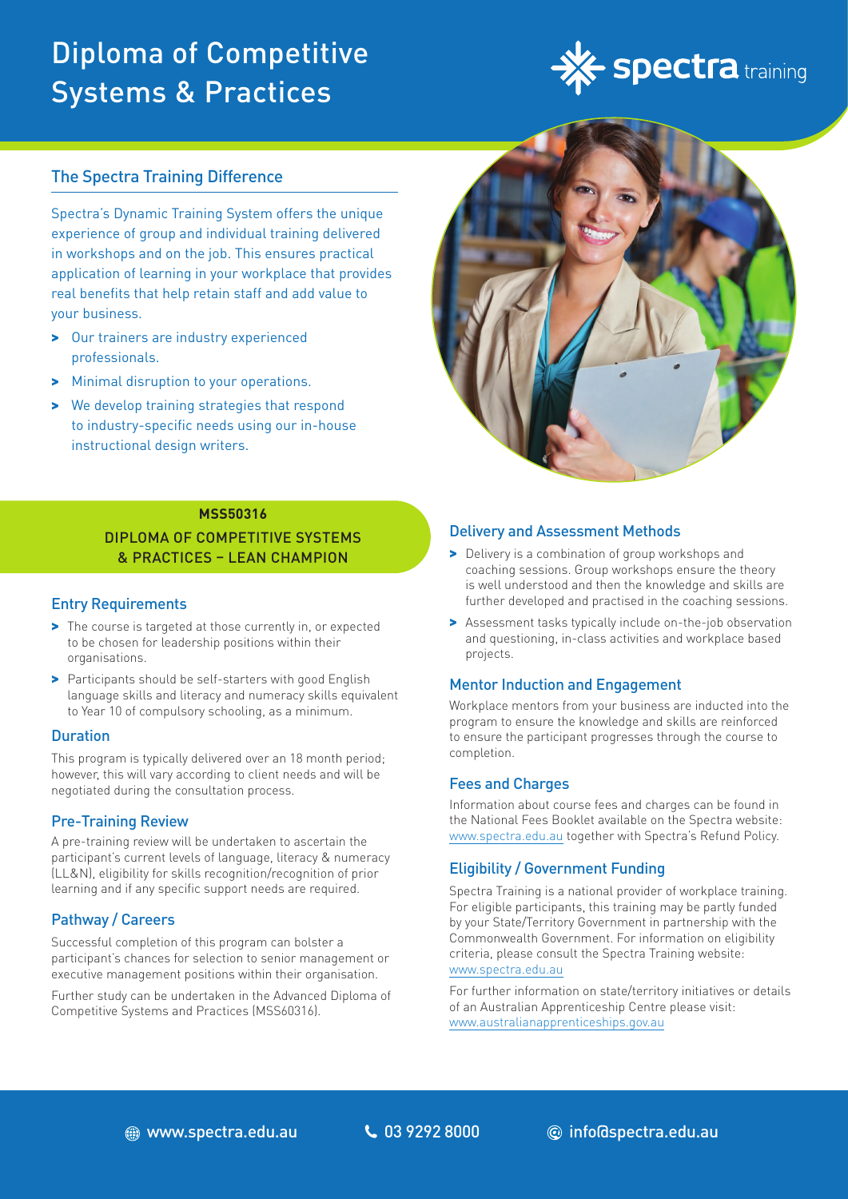# Diploma of Competitive Systems & Practices

spectra training

## The Spectra Training Difference

Spectra's Dynamic Training System offers the unique experience of group and individual training delivered in workshops and on the job. This ensures practical application of learning in your workplace that provides real benefits that help retain staff and add value to your business.

- Our trainers are industry experienced professionals.
- Minimal disruption to your operations.
- We develop training strategies that respond to industry-specific needs using our in-house instructional design writers.

**MSS50316**

## DIPLOMA OF COMPETITIVE SYSTEMS & PRACTICES – LEAN CHAMPION

### Entry Requirements

- The course is targeted at those currently in, or expected to be chosen for leadership positions within their organisations.
- Participants should be self-starters with good English language skills and literacy and numeracy skills equivalent to Year 10 of compulsory schooling, as a minimum.

### Duration

This program is typically delivered over an 18 month period; however, this will vary according to client needs and will be negotiated during the consultation process.

### Pre-Training Review

A pre-training review will be undertaken to ascertain the participant's current levels of language, literacy & numeracy (LL&N), eligibility for skills recognition/recognition of prior learning and if any specific support needs are required.

### Pathway / Careers

Successful completion of this program can bolster a participant's chances for selection to senior management or executive management positions within their organisation.

Further study can be undertaken in the Advanced Diploma of Competitive Systems and Practices (MSS60316).

### Delivery and Assessment Methods

- Delivery is a combination of group workshops and coaching sessions. Group workshops ensure the theory is well understood and then the knowledge and skills are further developed and practised in the coaching sessions.
- Assessment tasks typically include on-the-job observation and questioning, in-class activities and workplace based projects.

### Mentor Induction and Engagement

Workplace mentors from your business are inducted into the program to ensure the knowledge and skills are reinforced to ensure the participant progresses through the course to completion.

### Fees and Charges

Information about course fees and charges can be found in the National Fees Booklet available on the Spectra website: www.spectra.edu.au together with Spectra's Refund Policy.

### Eligibility / Government Funding

Spectra Training is a national provider of workplace training. For eligible participants, this training may be partly funded by your State/Territory Government in partnership with the Commonwealth Government. For information on eligibility criteria, please consult the Spectra Training website: www.spectra.edu.au

For further information on state/territory initiatives or details of an Australian Apprenticeship Centre please visit: www.australianapprenticeships.gov.au

www.spectra.edu.au | 03 9292 8000 | info@spectra.edu.au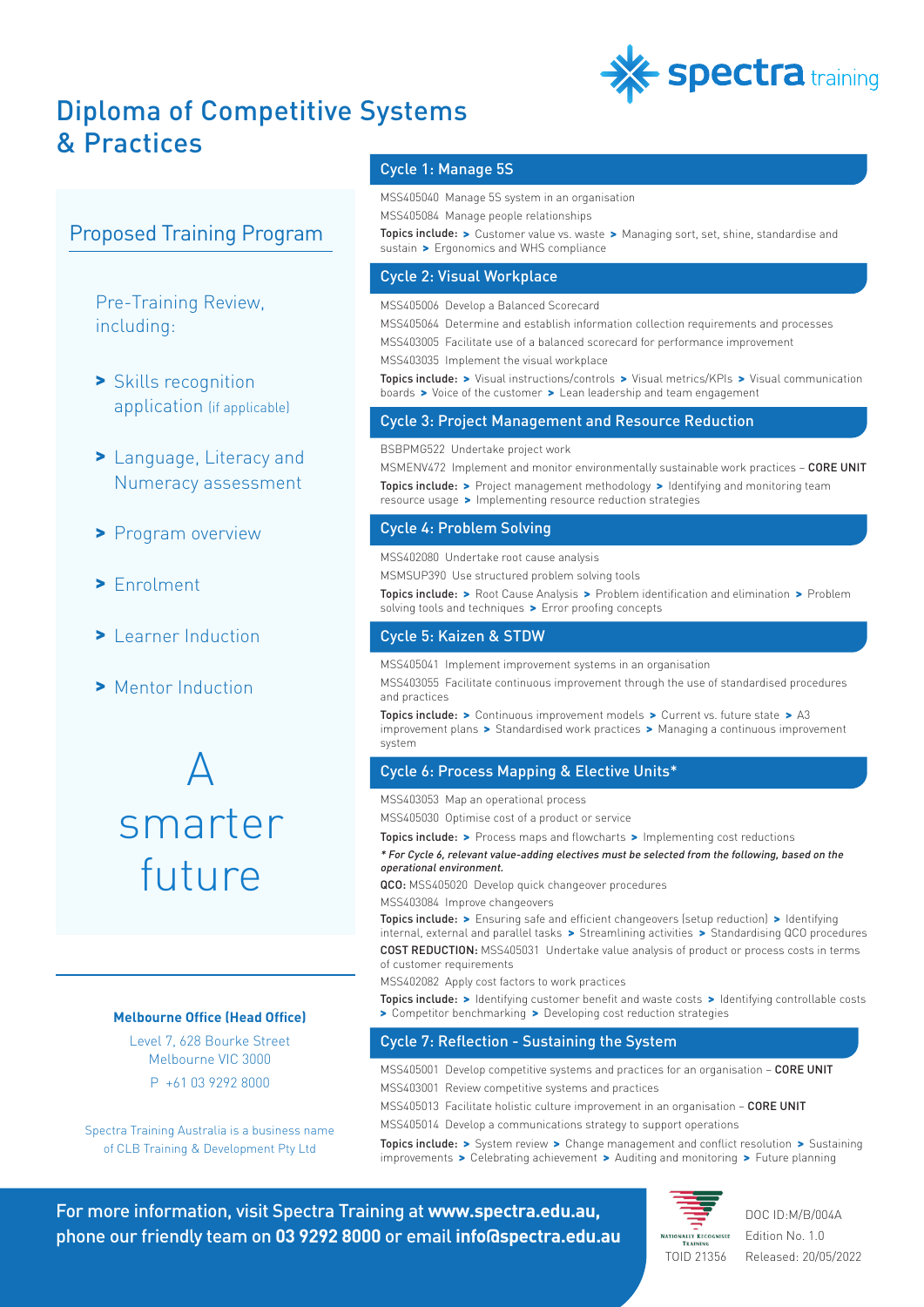# Diploma of Competitive Systems & Practices

## Proposed Training Program

Pre-Training Review, including:

- Skills recognition application (if applicable)
- Language, Literacy and Numeracy assessment
- Program overview
- Enrolment
- Learner Induction
- Mentor Induction

A smarter future

**Melbourne Office (Head Office)**

Level 7, 628 Bourke Street
Melbourne VIC 3000
P +61 03 9292 8000

Spectra Training Australia is a business name of CLB Training & Development Pty Ltd

### Cycle 1: Manage 5S

MSS405040 Manage 5S system in an organisation

MSS405084 Manage people relationships

**Topics include:** > Customer value vs. waste > Managing sort, set, shine, standardise and sustain > Ergonomics and WHS compliance

### Cycle 2: Visual Workplace

MSS405006 Develop a Balanced Scorecard

MSS405064 Determine and establish information collection requirements and processes

MSS403005 Facilitate use of a balanced scorecard for performance improvement

MSS403035 Implement the visual workplace

**Topics include:** > Visual instructions/controls > Visual metrics/KPIs > Visual communication boards > Voice of the customer > Lean leadership and team engagement

### Cycle 3: Project Management and Resource Reduction

BSBPMG522 Undertake project work

MSMENV472 Implement and monitor environmentally sustainable work practices – **CORE UNIT**

**Topics include:** > Project management methodology > Identifying and monitoring team resource usage > Implementing resource reduction strategies

### Cycle 4: Problem Solving

MSS402080 Undertake root cause analysis

MSMSUP390 Use structured problem solving tools

**Topics include:** > Root Cause Analysis > Problem identification and elimination > Problem solving tools and techniques > Error proofing concepts

### Cycle 5: Kaizen & STDW

MSS405041 Implement improvement systems in an organisation

MSS403055 Facilitate continuous improvement through the use of standardised procedures and practices

**Topics include:** > Continuous improvement models > Current vs. future state > A3 improvement plans > Standardised work practices > Managing a continuous improvement system

### Cycle 6: Process Mapping & Elective Units*

MSS403053 Map an operational process

MSS405030 Optimise cost of a product or service

**Topics include:** > Process maps and flowcharts > Implementing cost reductions

***For Cycle 6, relevant value-adding electives must be selected from the following, based on the operational environment.***

**QCO:** MSS405020 Develop quick changeover procedures

MSS403084 Improve changeovers

**Topics include:** > Ensuring safe and efficient changeovers (setup reduction) > Identifying internal, external and parallel tasks > Streamlining activities > Standardising QCO procedures

**COST REDUCTION:** MSS405031 Undertake value analysis of product or process costs in terms of customer requirements

MSS402082 Apply cost factors to work practices

**Topics include:** > Identifying customer benefit and waste costs > Identifying controllable costs > Competitor benchmarking > Developing cost reduction strategies

### Cycle 7: Reflection - Sustaining the System

MSS405001 Develop competitive systems and practices for an organisation – **CORE UNIT**

MSS403001 Review competitive systems and practices

MSS405013 Facilitate holistic culture improvement in an organisation – **CORE UNIT**

MSS405014 Develop a communications strategy to support operations

**Topics include:** > System review > Change management and conflict resolution > Sustaining improvements > Celebrating achievement > Auditing and monitoring > Future planning

For more information, visit Spectra Training at **www.spectra.edu.au**, phone our friendly team on **03 9292 8000** or email **info@spectra.edu.au**

TOID 21356

DOC ID:M/B/004A
Edition No. 1.0
Released: 20/05/2022